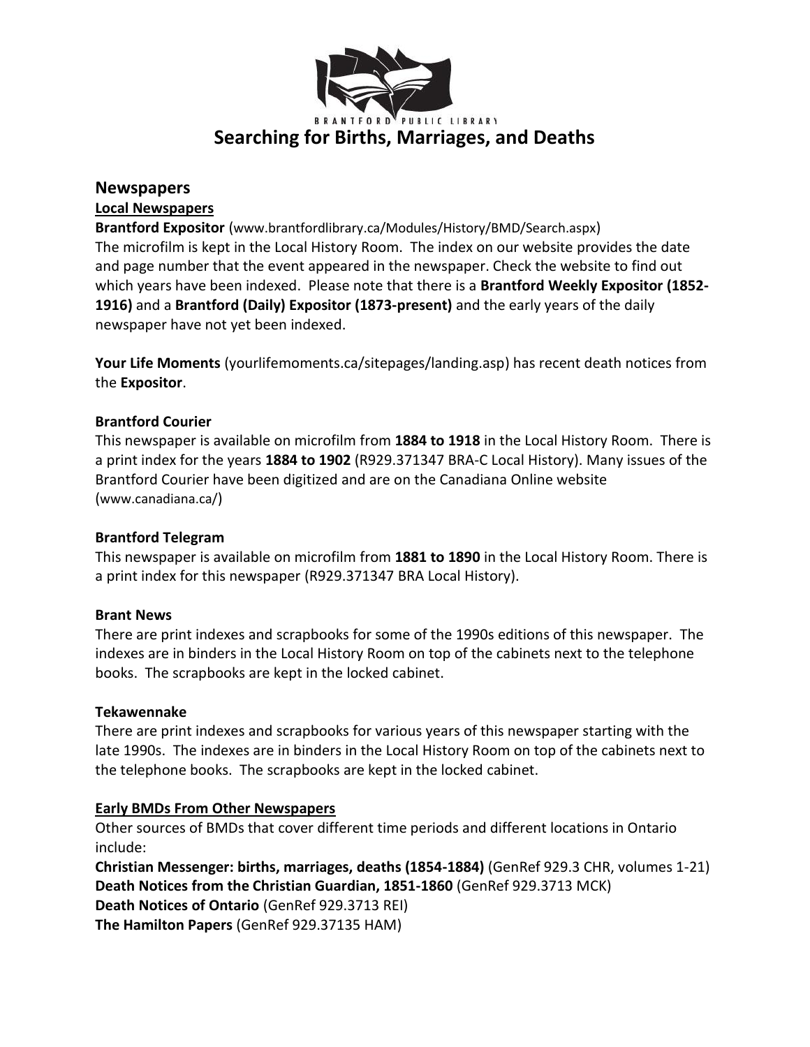BRANTFORD PUBLIC LIBRARY

# Searching for Births, Marriages, and Deaths

## Newspapers

### Local Newspapers

**Brantford Expositor** (www.brantfordlibrary.ca/Modules/History/BMD/Search.aspx)
The microfilm is kept in the Local History Room. The index on our website provides the date and page number that the event appeared in the newspaper. Check the website to find out which years have been indexed. Please note that there is a **Brantford Weekly Expositor (1852-1916)** and a **Brantford (Daily) Expositor (1873-present)** and the early years of the daily newspaper have not yet been indexed.

**Your Life Moments** (yourlifemoments.ca/sitepages/landing.asp) has recent death notices from the **Expositor**.

**Brantford Courier**
This newspaper is available on microfilm from **1884 to 1918** in the Local History Room. There is a print index for the years **1884 to 1902** (R929.371347 BRA-C Local History). Many issues of the Brantford Courier have been digitized and are on the Canadiana Online website (www.canadiana.ca/)

**Brantford Telegram**
This newspaper is available on microfilm from **1881 to 1890** in the Local History Room. There is a print index for this newspaper (R929.371347 BRA Local History).

**Brant News**
There are print indexes and scrapbooks for some of the 1990s editions of this newspaper. The indexes are in binders in the Local History Room on top of the cabinets next to the telephone books. The scrapbooks are kept in the locked cabinet.

**Tekawennake**
There are print indexes and scrapbooks for various years of this newspaper starting with the late 1990s. The indexes are in binders in the Local History Room on top of the cabinets next to the telephone books. The scrapbooks are kept in the locked cabinet.

### Early BMDs From Other Newspapers

Other sources of BMDs that cover different time periods and different locations in Ontario include:

**Christian Messenger: births, marriages, deaths (1854-1884)** (GenRef 929.3 CHR, volumes 1-21)
**Death Notices from the Christian Guardian, 1851-1860** (GenRef 929.3713 MCK)
**Death Notices of Ontario** (GenRef 929.3713 REI)
**The Hamilton Papers** (GenRef 929.37135 HAM)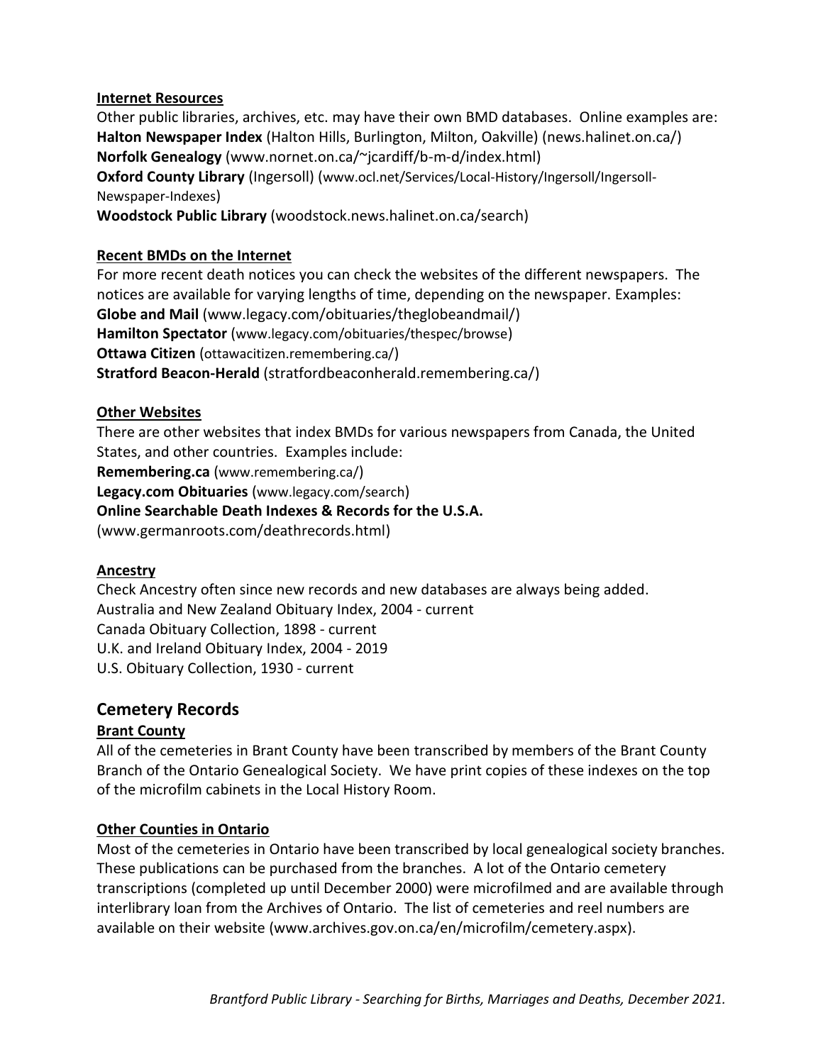### Internet Resources

Other public libraries, archives, etc. may have their own BMD databases. Online examples are:
**Halton Newspaper Index** (Halton Hills, Burlington, Milton, Oakville) (news.halinet.on.ca/)
**Norfolk Genealogy** (www.nornet.on.ca/~jcardiff/b-m-d/index.html)
**Oxford County Library** (Ingersoll) (www.ocl.net/Services/Local-History/Ingersoll/Ingersoll-Newspaper-Indexes)
**Woodstock Public Library** (woodstock.news.halinet.on.ca/search)

### Recent BMDs on the Internet

For more recent death notices you can check the websites of the different newspapers. The notices are available for varying lengths of time, depending on the newspaper. Examples:
**Globe and Mail** (www.legacy.com/obituaries/theglobeandmail/)
**Hamilton Spectator** (www.legacy.com/obituaries/thespec/browse)
**Ottawa Citizen** (ottawacitizen.remembering.ca/)
**Stratford Beacon-Herald** (stratfordbeaconherald.remembering.ca/)

### Other Websites

There are other websites that index BMDs for various newspapers from Canada, the United States, and other countries. Examples include:
**Remembering.ca** (www.remembering.ca/)
**Legacy.com Obituaries** (www.legacy.com/search)
**Online Searchable Death Indexes & Records for the U.S.A.**
(www.germanroots.com/deathrecords.html)

### Ancestry

Check Ancestry often since new records and new databases are always being added.
Australia and New Zealand Obituary Index, 2004 - current
Canada Obituary Collection, 1898 - current
U.K. and Ireland Obituary Index, 2004 - 2019
U.S. Obituary Collection, 1930 - current

## Cemetery Records

### Brant County

All of the cemeteries in Brant County have been transcribed by members of the Brant County Branch of the Ontario Genealogical Society. We have print copies of these indexes on the top of the microfilm cabinets in the Local History Room.

### Other Counties in Ontario

Most of the cemeteries in Ontario have been transcribed by local genealogical society branches. These publications can be purchased from the branches. A lot of the Ontario cemetery transcriptions (completed up until December 2000) were microfilmed and are available through interlibrary loan from the Archives of Ontario. The list of cemeteries and reel numbers are available on their website (www.archives.gov.on.ca/en/microfilm/cemetery.aspx).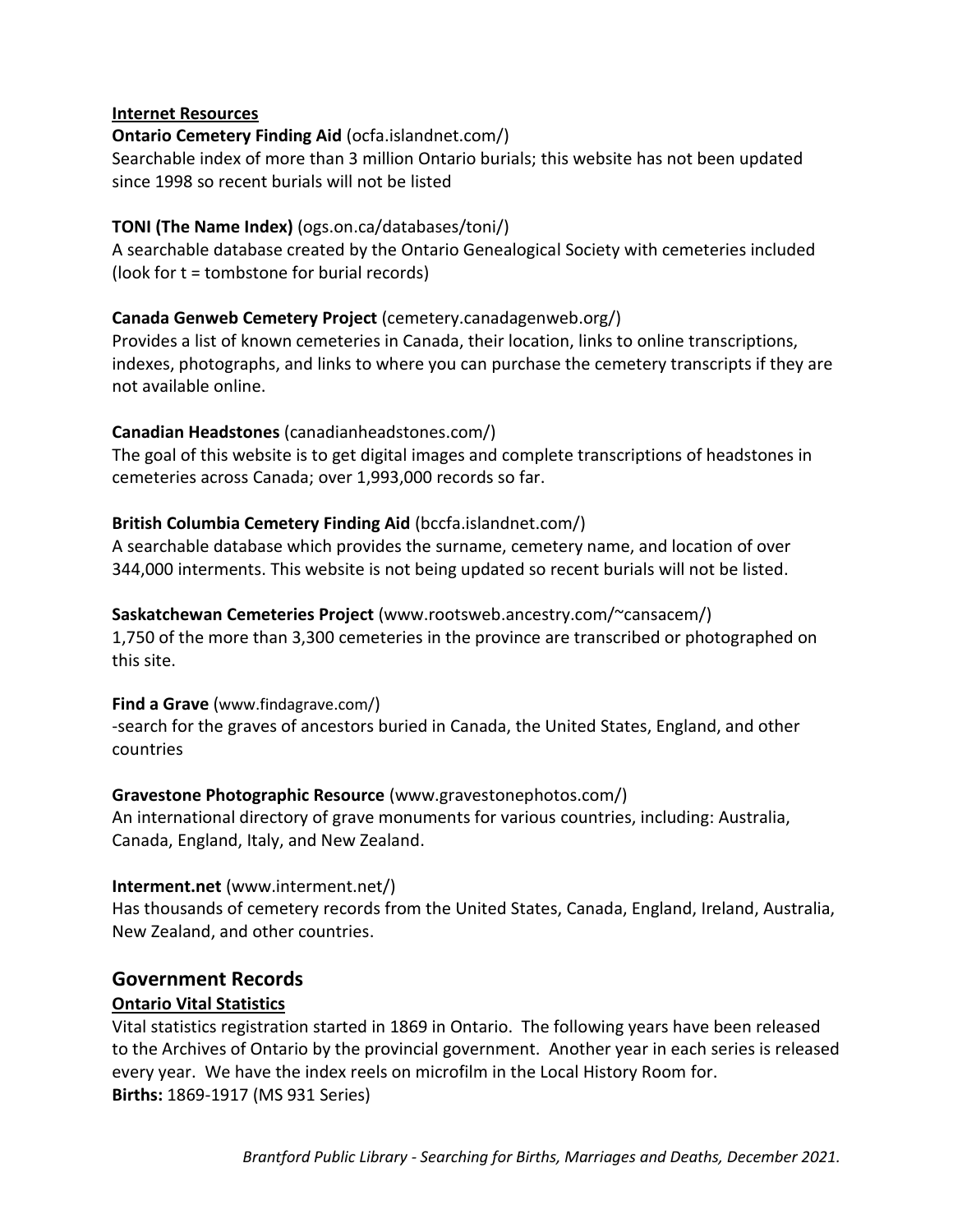**Internet Resources**

**Ontario Cemetery Finding Aid** (ocfa.islandnet.com/)
Searchable index of more than 3 million Ontario burials; this website has not been updated since 1998 so recent burials will not be listed

**TONI (The Name Index)** (ogs.on.ca/databases/toni/)
A searchable database created by the Ontario Genealogical Society with cemeteries included (look for t = tombstone for burial records)

**Canada Genweb Cemetery Project** (cemetery.canadagenweb.org/)
Provides a list of known cemeteries in Canada, their location, links to online transcriptions, indexes, photographs, and links to where you can purchase the cemetery transcripts if they are not available online.

**Canadian Headstones** (canadianheadstones.com/)
The goal of this website is to get digital images and complete transcriptions of headstones in cemeteries across Canada; over 1,993,000 records so far.

**British Columbia Cemetery Finding Aid** (bccfa.islandnet.com/)
A searchable database which provides the surname, cemetery name, and location of over 344,000 interments. This website is not being updated so recent burials will not be listed.

**Saskatchewan Cemeteries Project** (www.rootsweb.ancestry.com/~cansacem/)
1,750 of the more than 3,300 cemeteries in the province are transcribed or photographed on this site.

**Find a Grave** (www.findagrave.com/)
-search for the graves of ancestors buried in Canada, the United States, England, and other countries

**Gravestone Photographic Resource** (www.gravestonephotos.com/)
An international directory of grave monuments for various countries, including: Australia, Canada, England, Italy, and New Zealand.

**Interment.net** (www.interment.net/)
Has thousands of cemetery records from the United States, Canada, England, Ireland, Australia, New Zealand, and other countries.

## Government Records

**Ontario Vital Statistics**

Vital statistics registration started in 1869 in Ontario. The following years have been released to the Archives of Ontario by the provincial government. Another year in each series is released every year. We have the index reels on microfilm in the Local History Room for.
**Births:** 1869-1917 (MS 931 Series)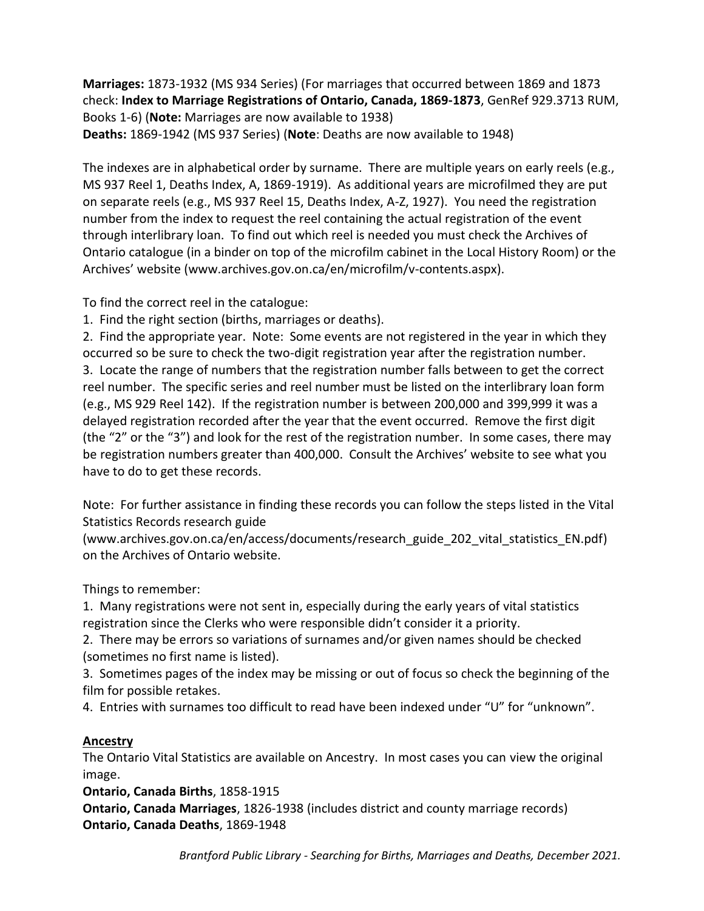**Marriages:** 1873-1932 (MS 934 Series) (For marriages that occurred between 1869 and 1873 check: **Index to Marriage Registrations of Ontario, Canada, 1869-1873**, GenRef 929.3713 RUM, Books 1-6) (**Note:** Marriages are now available to 1938)
**Deaths:** 1869-1942 (MS 937 Series) (**Note**: Deaths are now available to 1948)

The indexes are in alphabetical order by surname. There are multiple years on early reels (e.g., MS 937 Reel 1, Deaths Index, A, 1869-1919). As additional years are microfilmed they are put on separate reels (e.g., MS 937 Reel 15, Deaths Index, A-Z, 1927). You need the registration number from the index to request the reel containing the actual registration of the event through interlibrary loan. To find out which reel is needed you must check the Archives of Ontario catalogue (in a binder on top of the microfilm cabinet in the Local History Room) or the Archives' website (www.archives.gov.on.ca/en/microfilm/v-contents.aspx).

To find the correct reel in the catalogue:

1. Find the right section (births, marriages or deaths).
2. Find the appropriate year. Note: Some events are not registered in the year in which they occurred so be sure to check the two-digit registration year after the registration number.
3. Locate the range of numbers that the registration number falls between to get the correct reel number. The specific series and reel number must be listed on the interlibrary loan form (e.g., MS 929 Reel 142). If the registration number is between 200,000 and 399,999 it was a delayed registration recorded after the year that the event occurred. Remove the first digit (the "2" or the "3") and look for the rest of the registration number. In some cases, there may be registration numbers greater than 400,000. Consult the Archives' website to see what you have to do to get these records.

Note: For further assistance in finding these records you can follow the steps listed in the Vital Statistics Records research guide (www.archives.gov.on.ca/en/access/documents/research_guide_202_vital_statistics_EN.pdf) on the Archives of Ontario website.

Things to remember:

1. Many registrations were not sent in, especially during the early years of vital statistics registration since the Clerks who were responsible didn't consider it a priority.
2. There may be errors so variations of surnames and/or given names should be checked (sometimes no first name is listed).
3. Sometimes pages of the index may be missing or out of focus so check the beginning of the film for possible retakes.
4. Entries with surnames too difficult to read have been indexed under "U" for "unknown".

## Ancestry

The Ontario Vital Statistics are available on Ancestry. In most cases you can view the original image.
**Ontario, Canada Births**, 1858-1915
**Ontario, Canada Marriages**, 1826-1938 (includes district and county marriage records)
**Ontario, Canada Deaths**, 1869-1948

*Brantford Public Library - Searching for Births, Marriages and Deaths, December 2021.*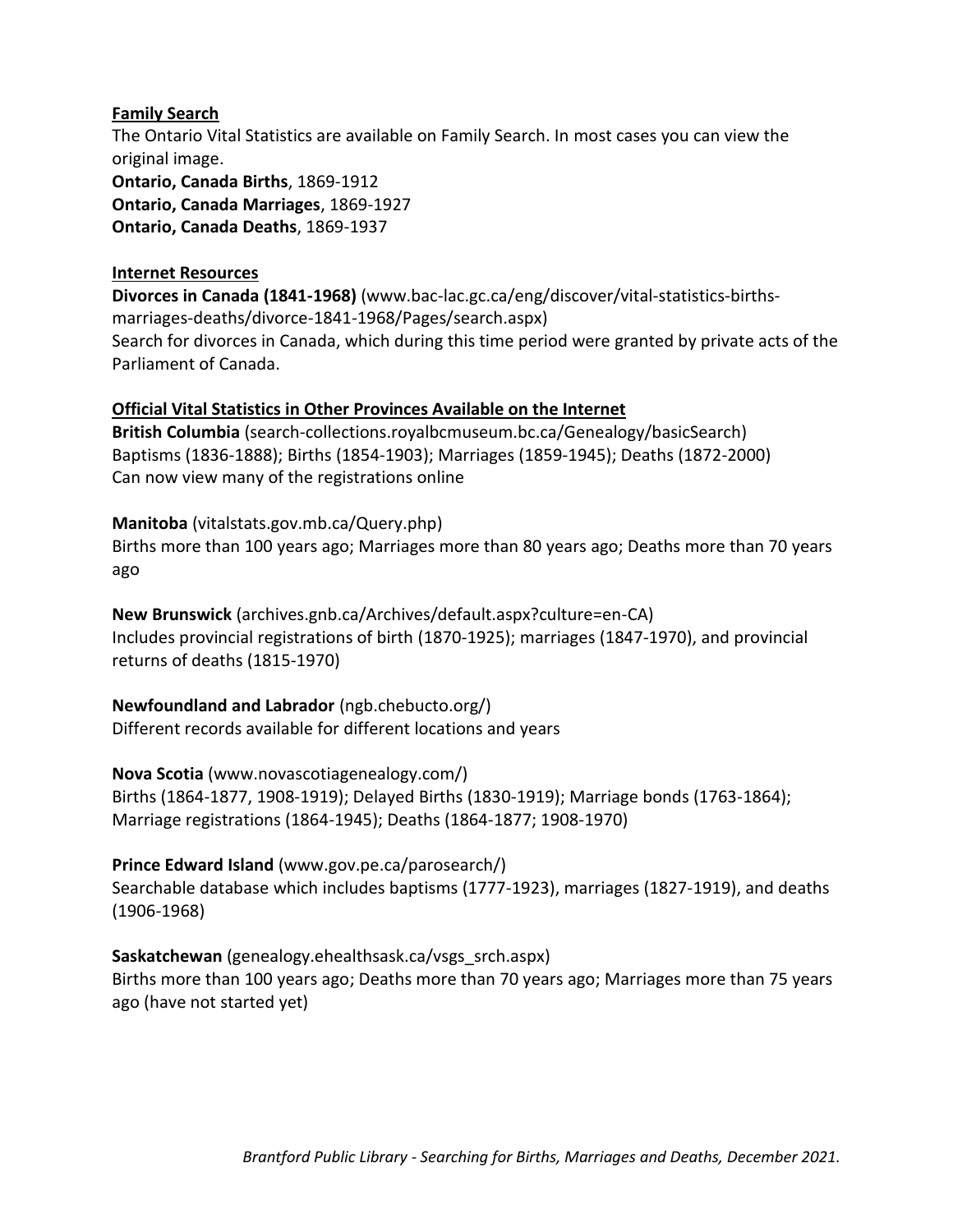**Family Search**

The Ontario Vital Statistics are available on Family Search. In most cases you can view the original image.

**Ontario, Canada Births**, 1869-1912
**Ontario, Canada Marriages**, 1869-1927
**Ontario, Canada Deaths**, 1869-1937

**Internet Resources**

**Divorces in Canada (1841-1968)** (www.bac-lac.gc.ca/eng/discover/vital-statistics-births-marriages-deaths/divorce-1841-1968/Pages/search.aspx)
Search for divorces in Canada, which during this time period were granted by private acts of the Parliament of Canada.

**Official Vital Statistics in Other Provinces Available on the Internet**

**British Columbia** (search-collections.royalbcmuseum.bc.ca/Genealogy/basicSearch)
Baptisms (1836-1888); Births (1854-1903); Marriages (1859-1945); Deaths (1872-2000)
Can now view many of the registrations online

**Manitoba** (vitalstats.gov.mb.ca/Query.php)
Births more than 100 years ago; Marriages more than 80 years ago; Deaths more than 70 years ago

**New Brunswick** (archives.gnb.ca/Archives/default.aspx?culture=en-CA)
Includes provincial registrations of birth (1870-1925); marriages (1847-1970), and provincial returns of deaths (1815-1970)

**Newfoundland and Labrador** (ngb.chebucto.org/)
Different records available for different locations and years

**Nova Scotia** (www.novascotiagenealogy.com/)
Births (1864-1877, 1908-1919); Delayed Births (1830-1919); Marriage bonds (1763-1864); Marriage registrations (1864-1945); Deaths (1864-1877; 1908-1970)

**Prince Edward Island** (www.gov.pe.ca/parosearch/)
Searchable database which includes baptisms (1777-1923), marriages (1827-1919), and deaths (1906-1968)

**Saskatchewan** (genealogy.ehealthsask.ca/vsgs_srch.aspx)
Births more than 100 years ago; Deaths more than 70 years ago; Marriages more than 75 years ago (have not started yet)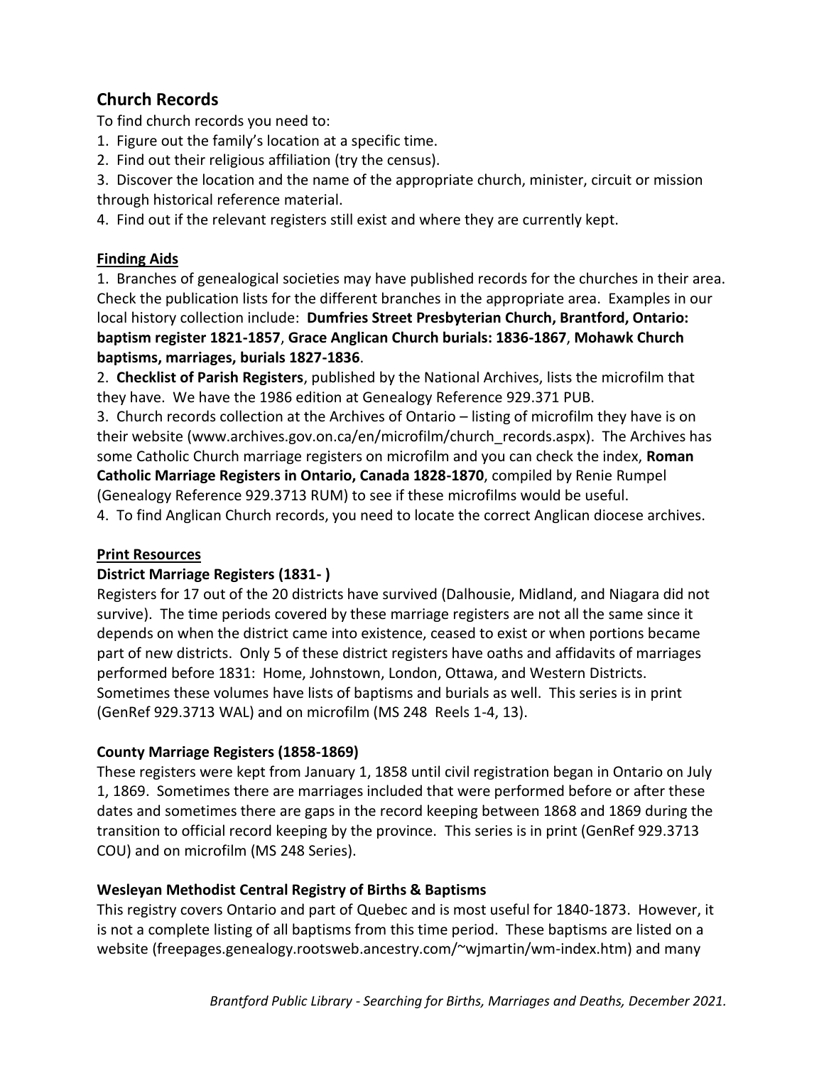## Church Records

To find church records you need to:

1. Figure out the family's location at a specific time.
2. Find out their religious affiliation (try the census).
3. Discover the location and the name of the appropriate church, minister, circuit or mission through historical reference material.
4. Find out if the relevant registers still exist and where they are currently kept.

### Finding Aids

1. Branches of genealogical societies may have published records for the churches in their area. Check the publication lists for the different branches in the appropriate area. Examples in our local history collection include: **Dumfries Street Presbyterian Church, Brantford, Ontario: baptism register 1821-1857**, **Grace Anglican Church burials: 1836-1867**, **Mohawk Church baptisms, marriages, burials 1827-1836**.
2. **Checklist of Parish Registers**, published by the National Archives, lists the microfilm that they have. We have the 1986 edition at Genealogy Reference 929.371 PUB.
3. Church records collection at the Archives of Ontario – listing of microfilm they have is on their website (www.archives.gov.on.ca/en/microfilm/church_records.aspx). The Archives has some Catholic Church marriage registers on microfilm and you can check the index, **Roman Catholic Marriage Registers in Ontario, Canada 1828-1870**, compiled by Renie Rumpel (Genealogy Reference 929.3713 RUM) to see if these microfilms would be useful.
4. To find Anglican Church records, you need to locate the correct Anglican diocese archives.

### Print Resources

#### District Marriage Registers (1831- )

Registers for 17 out of the 20 districts have survived (Dalhousie, Midland, and Niagara did not survive). The time periods covered by these marriage registers are not all the same since it depends on when the district came into existence, ceased to exist or when portions became part of new districts. Only 5 of these district registers have oaths and affidavits of marriages performed before 1831: Home, Johnstown, London, Ottawa, and Western Districts. Sometimes these volumes have lists of baptisms and burials as well. This series is in print (GenRef 929.3713 WAL) and on microfilm (MS 248 Reels 1-4, 13).

#### County Marriage Registers (1858-1869)

These registers were kept from January 1, 1858 until civil registration began in Ontario on July 1, 1869. Sometimes there are marriages included that were performed before or after these dates and sometimes there are gaps in the record keeping between 1868 and 1869 during the transition to official record keeping by the province. This series is in print (GenRef 929.3713 COU) and on microfilm (MS 248 Series).

#### Wesleyan Methodist Central Registry of Births & Baptisms

This registry covers Ontario and part of Quebec and is most useful for 1840-1873. However, it is not a complete listing of all baptisms from this time period. These baptisms are listed on a website (freepages.genealogy.rootsweb.ancestry.com/~wjmartin/wm-index.htm) and many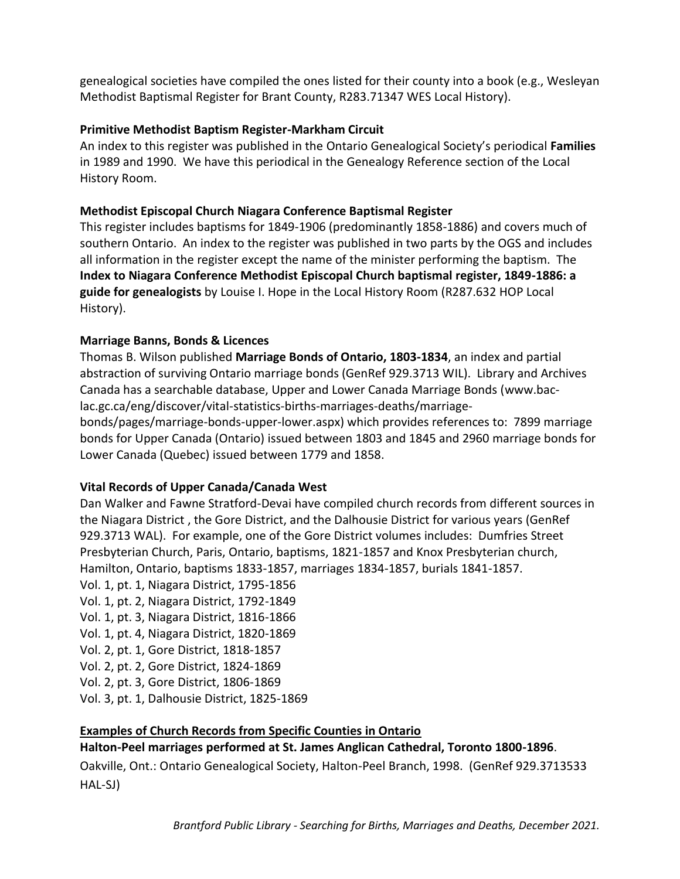genealogical societies have compiled the ones listed for their county into a book (e.g., Wesleyan Methodist Baptismal Register for Brant County, R283.71347 WES Local History).

**Primitive Methodist Baptism Register-Markham Circuit**

An index to this register was published in the Ontario Genealogical Society's periodical **Families** in 1989 and 1990. We have this periodical in the Genealogy Reference section of the Local History Room.

**Methodist Episcopal Church Niagara Conference Baptismal Register**

This register includes baptisms for 1849-1906 (predominantly 1858-1886) and covers much of southern Ontario. An index to the register was published in two parts by the OGS and includes all information in the register except the name of the minister performing the baptism. The **Index to Niagara Conference Methodist Episcopal Church baptismal register, 1849-1886: a guide for genealogists** by Louise I. Hope in the Local History Room (R287.632 HOP Local History).

**Marriage Banns, Bonds & Licences**

Thomas B. Wilson published **Marriage Bonds of Ontario, 1803-1834**, an index and partial abstraction of surviving Ontario marriage bonds (GenRef 929.3713 WIL). Library and Archives Canada has a searchable database, Upper and Lower Canada Marriage Bonds (www.bac-lac.gc.ca/eng/discover/vital-statistics-births-marriages-deaths/marriage-bonds/pages/marriage-bonds-upper-lower.aspx) which provides references to: 7899 marriage bonds for Upper Canada (Ontario) issued between 1803 and 1845 and 2960 marriage bonds for Lower Canada (Quebec) issued between 1779 and 1858.

**Vital Records of Upper Canada/Canada West**

Dan Walker and Fawne Stratford-Devai have compiled church records from different sources in the Niagara District , the Gore District, and the Dalhousie District for various years (GenRef 929.3713 WAL). For example, one of the Gore District volumes includes: Dumfries Street Presbyterian Church, Paris, Ontario, baptisms, 1821-1857 and Knox Presbyterian church, Hamilton, Ontario, baptisms 1833-1857, marriages 1834-1857, burials 1841-1857.

Vol. 1, pt. 1, Niagara District, 1795-1856
Vol. 1, pt. 2, Niagara District, 1792-1849
Vol. 1, pt. 3, Niagara District, 1816-1866
Vol. 1, pt. 4, Niagara District, 1820-1869
Vol. 2, pt. 1, Gore District, 1818-1857
Vol. 2, pt. 2, Gore District, 1824-1869
Vol. 2, pt. 3, Gore District, 1806-1869
Vol. 3, pt. 1, Dalhousie District, 1825-1869

**Examples of Church Records from Specific Counties in Ontario**

**Halton-Peel marriages performed at St. James Anglican Cathedral, Toronto 1800-1896**. Oakville, Ont.: Ontario Genealogical Society, Halton-Peel Branch, 1998. (GenRef 929.3713533 HAL-SJ)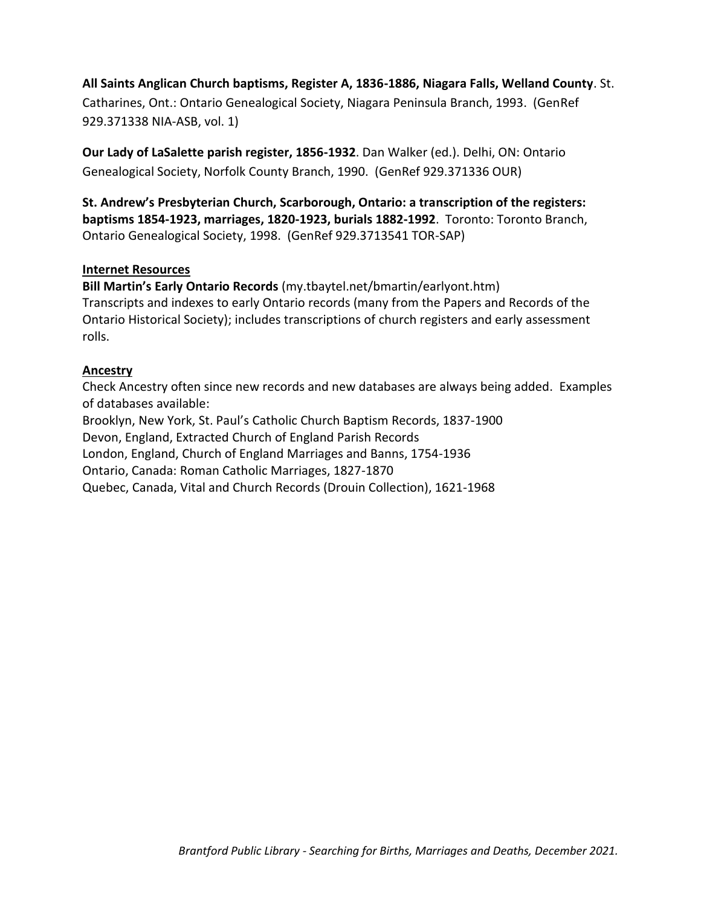**All Saints Anglican Church baptisms, Register A, 1836-1886, Niagara Falls, Welland County**. St. Catharines, Ont.: Ontario Genealogical Society, Niagara Peninsula Branch, 1993. (GenRef 929.371338 NIA-ASB, vol. 1)

**Our Lady of LaSalette parish register, 1856-1932**. Dan Walker (ed.). Delhi, ON: Ontario Genealogical Society, Norfolk County Branch, 1990. (GenRef 929.371336 OUR)

**St. Andrew's Presbyterian Church, Scarborough, Ontario: a transcription of the registers: baptisms 1854-1923, marriages, 1820-1923, burials 1882-1992**. Toronto: Toronto Branch, Ontario Genealogical Society, 1998. (GenRef 929.3713541 TOR-SAP)

**Internet Resources**

**Bill Martin's Early Ontario Records** (my.tbaytel.net/bmartin/earlyont.htm)
Transcripts and indexes to early Ontario records (many from the Papers and Records of the Ontario Historical Society); includes transcriptions of church registers and early assessment rolls.

**Ancestry**

Check Ancestry often since new records and new databases are always being added. Examples of databases available:
Brooklyn, New York, St. Paul's Catholic Church Baptism Records, 1837-1900
Devon, England, Extracted Church of England Parish Records
London, England, Church of England Marriages and Banns, 1754-1936
Ontario, Canada: Roman Catholic Marriages, 1827-1870
Quebec, Canada, Vital and Church Records (Drouin Collection), 1621-1968